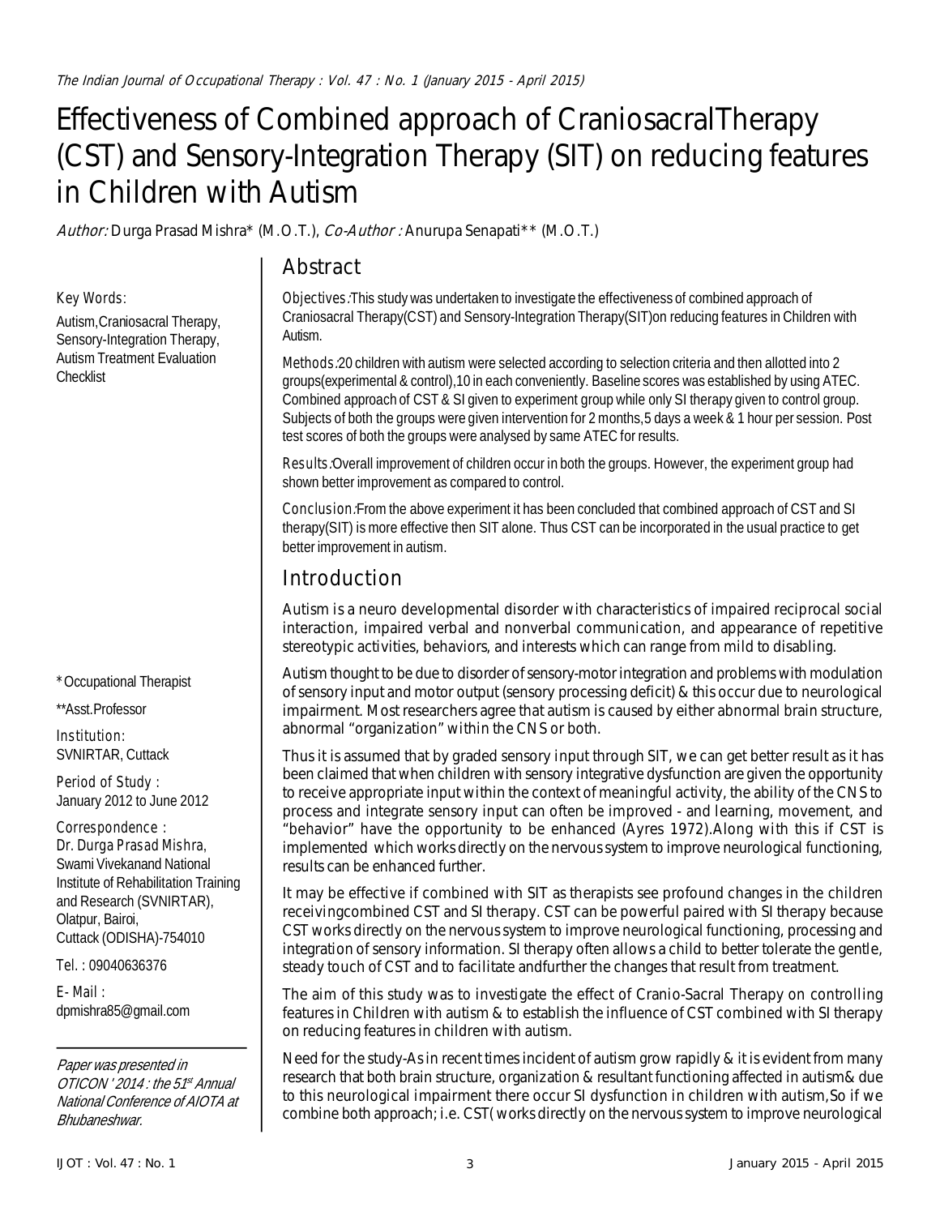# Effectiveness of Combined approach of CraniosacralTherapy (CST) and Sensory-Integration Therapy (SIT) on reducing features in Children with Autism

*Author:* Durga Prasad Mishra* (M.O.T.), *Co-Author :* Anurupa Senapati** (M.O.T.)

Key Words:

Autism,Craniosacral Therapy, Sensory-Integration Therapy, Autism Treatment Evaluation Checklist

## Abstract

Objectives :This study was undertaken to investigate the effectiveness of combined approach of Craniosacral Therapy(CST) and Sensory-Integration Therapy(SIT)on reducing features in Children with Autism.

Methods :20 children with autism were selected according to selection criteria and then allotted into 2 groups(experimental & control),10 in each conveniently. Baseline scores was established by using ATEC. Combined approach of CST & SI given to experiment group while only SI therapy given to control group. Subjects of both the groups were given intervention for 2 months,5 days a week & 1 hour per session. Post test scores of both the groups were analysed by same ATEC for results.

Results :Overall improvement of children occur in both the groups. However, the experiment group had shown better improvement as compared to control.

Conclusion :From the above experiment it has been concluded that combined approach of CST and SI therapy(SIT) is more effective then SIT alone. Thus CST can be incorporated in the usual practice to get better improvement in autism.

## Introduction

Autism is a neuro developmental disorder with characteristics of impaired reciprocal social interaction, impaired verbal and nonverbal communication, and appearance of repetitive stereotypic activities, behaviors, and interests which can range from mild to disabling.

Autism thought to be due to disorder of sensory-motor integration and problems with modulation of sensory input and motor output (sensory processing deficit) & this occur due to neurological impairment. Most researchers agree that autism is caused by either abnormal brain structure, abnormal "organization" within the CNS or both.

Thus it is assumed that by graded sensory input through SIT, we can get better result as it has been claimed that when children with sensory integrative dysfunction are given the opportunity to receive appropriate input within the context of meaningful activity, the ability of the CNS to process and integrate sensory input can often be improved - and learning, movement, and "behavior" have the opportunity to be enhanced (Ayres 1972).Along with this if CST is implemented which works directly on the nervous system to improve neurological functioning, results can be enhanced further.

It may be effective if combined with SIT as therapists see profound changes in the children receivingcombined CST and SI therapy. CST can be powerful paired with SI therapy because CST works directly on the nervous system to improve neurological functioning, processing and integration of sensory information. SI therapy often allows a child to better tolerate the gentle, steady touch of CST and to facilitate andfurther the changes that result from treatment.

The aim of this study was to investigate the effect of Cranio-Sacral Therapy on controlling features in Children with autism & to establish the influence of CST combined with SI therapy on reducing features in children with autism.

Need for the study-As in recent times incident of autism grow rapidly & it is evident from many research that both brain structure, organization & resultant functioning affected in autism& due to this neurological impairment there occur SI dysfunction in children with autism,So if we combine both approach; i.e. CST( works directly on the nervous system to improve neurological

\* Occupational Therapist

\*\*Asst.Professor

Institution: SVNIRTAR, Cuttack

Period of Study : January 2012 to June 2012

Correspondence : Dr. Durga Prasad Mishra, Swami Vivekanand National Institute of Rehabilitation Training and Research (SVNIRTAR), Olatpur, Bairoi, Cuttack (ODISHA)-754010

Tel. : 09040636376

E- Mail : dpmishra85@gmail.com

*Paper was presented in OTICON ' 2014 : the 51st Annual National Conference of AIOTA at Bhubaneshwar.*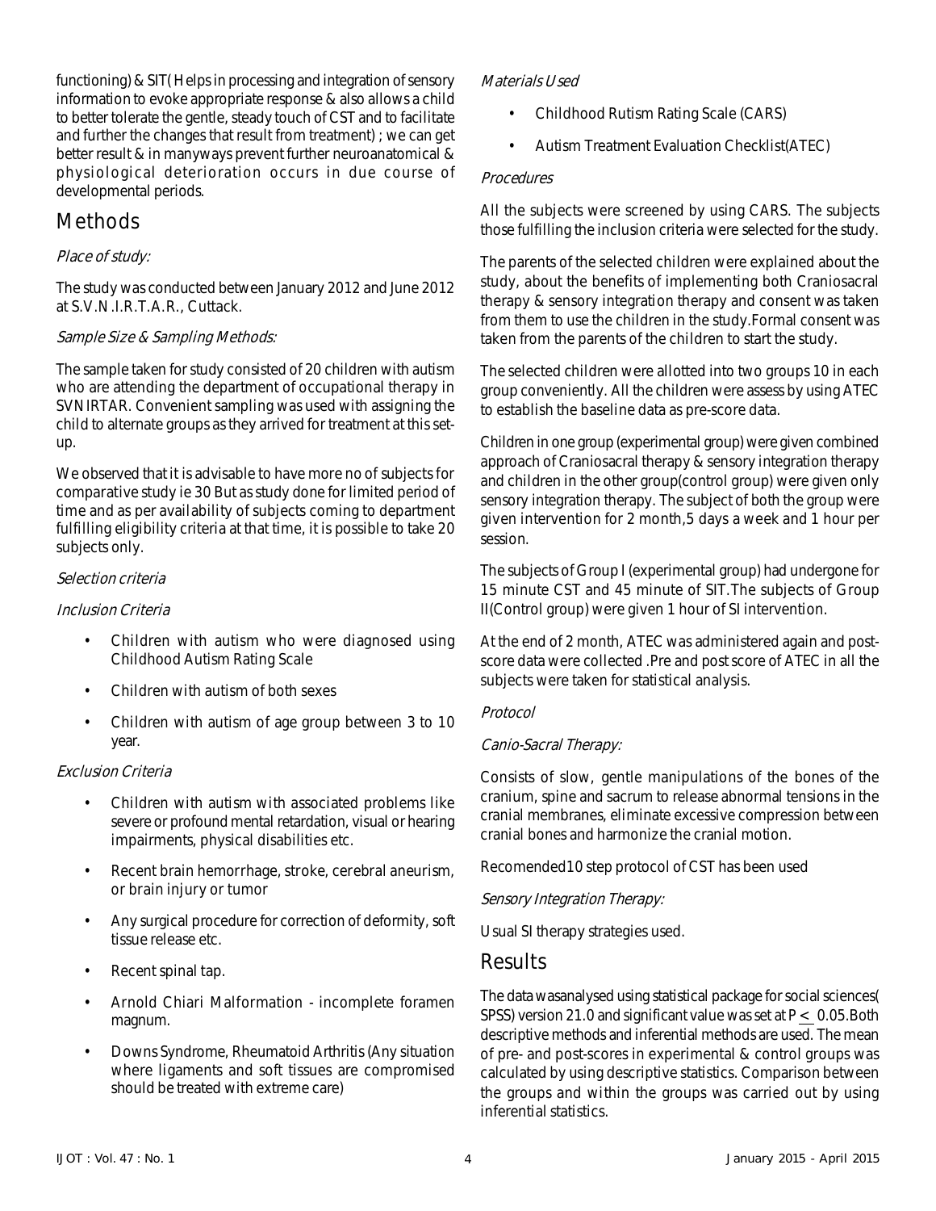functioning) & SIT( Helps in processing and integration of sensory information to evoke appropriate response & also allows a child to better tolerate the gentle, steady touch of CST and to facilitate and further the changes that result from treatment) ; we can get better result & in manyways prevent further neuroanatomical & physiological deterioration occurs in due course of developmental periods.

## Methods

### *Place of study:*

The study was conducted between January 2012 and June 2012 at S.V.N.I.R.T.A.R., Cuttack.

### *Sample Size & Sampling Methods:*

The sample taken for study consisted of 20 children with autism who are attending the department of occupational therapy in SVNIRTAR. Convenient sampling was used with assigning the child to alternate groups as they arrived for treatment at this set-up.

We observed that it is advisable to have more no of subjects for comparative study ie 30 But as study done for limited period of time and as per availability of subjects coming to department fulfilling eligibility criteria at that time, it is possible to take 20 subjects only.

### *Selection criteria*

#### *Inclusion Criteria*

- Children with autism who were diagnosed using Childhood Autism Rating Scale
- Children with autism of both sexes
- Children with autism of age group between 3 to 10 year.

#### *Exclusion Criteria*

- Children with autism with associated problems like severe or profound mental retardation, visual or hearing impairments, physical disabilities etc.
- Recent brain hemorrhage, stroke, cerebral aneurism, or brain injury or tumor
- Any surgical procedure for correction of deformity, soft tissue release etc.
- Recent spinal tap.
- Arnold Chiari Malformation - incomplete foramen magnum.
- Downs Syndrome, Rheumatoid Arthritis (Any situation where ligaments and soft tissues are compromised should be treated with extreme care)

### *Materials Used*

- Childhood Rutism Rating Scale (CARS)
- Autism Treatment Evaluation Checklist(ATEC)

### *Procedures*

All the subjects were screened by using CARS. The subjects those fulfilling the inclusion criteria were selected for the study.

The parents of the selected children were explained about the study, about the benefits of implementing both Craniosacral therapy & sensory integration therapy and consent was taken from them to use the children in the study.Formal consent was taken from the parents of the children to start the study.

The selected children were allotted into two groups 10 in each group conveniently. All the children were assess by using ATEC to establish the baseline data as pre-score data.

Children in one group (experimental group) were given combined approach of Craniosacral therapy & sensory integration therapy and children in the other group(control group) were given only sensory integration therapy. The subject of both the group were given intervention for 2 month,5 days a week and 1 hour per session.

The subjects of Group I (experimental group) had undergone for 15 minute CST and 45 minute of SIT.The subjects of Group II(Control group) were given 1 hour of SI intervention.

At the end of 2 month, ATEC was administered again and post-score data were collected .Pre and post score of ATEC in all the subjects were taken for statistical analysis.

### *Protocol*

#### *Canio-Sacral Therapy:*

Consists of slow, gentle manipulations of the bones of the cranium, spine and sacrum to release abnormal tensions in the cranial membranes, eliminate excessive compression between cranial bones and harmonize the cranial motion.

Recomended10 step protocol of CST has been used

#### *Sensory Integration Therapy:*

Usual SI therapy strategies used.

## Results

The data wasanalysed using statistical package for social sciences( SPSS) version 21.0 and significant value was set at $P \leq 0.05$.Both descriptive methods and inferential methods are used. The mean of pre- and post-scores in experimental & control groups was calculated by using descriptive statistics. Comparison between the groups and within the groups was carried out by using inferential statistics.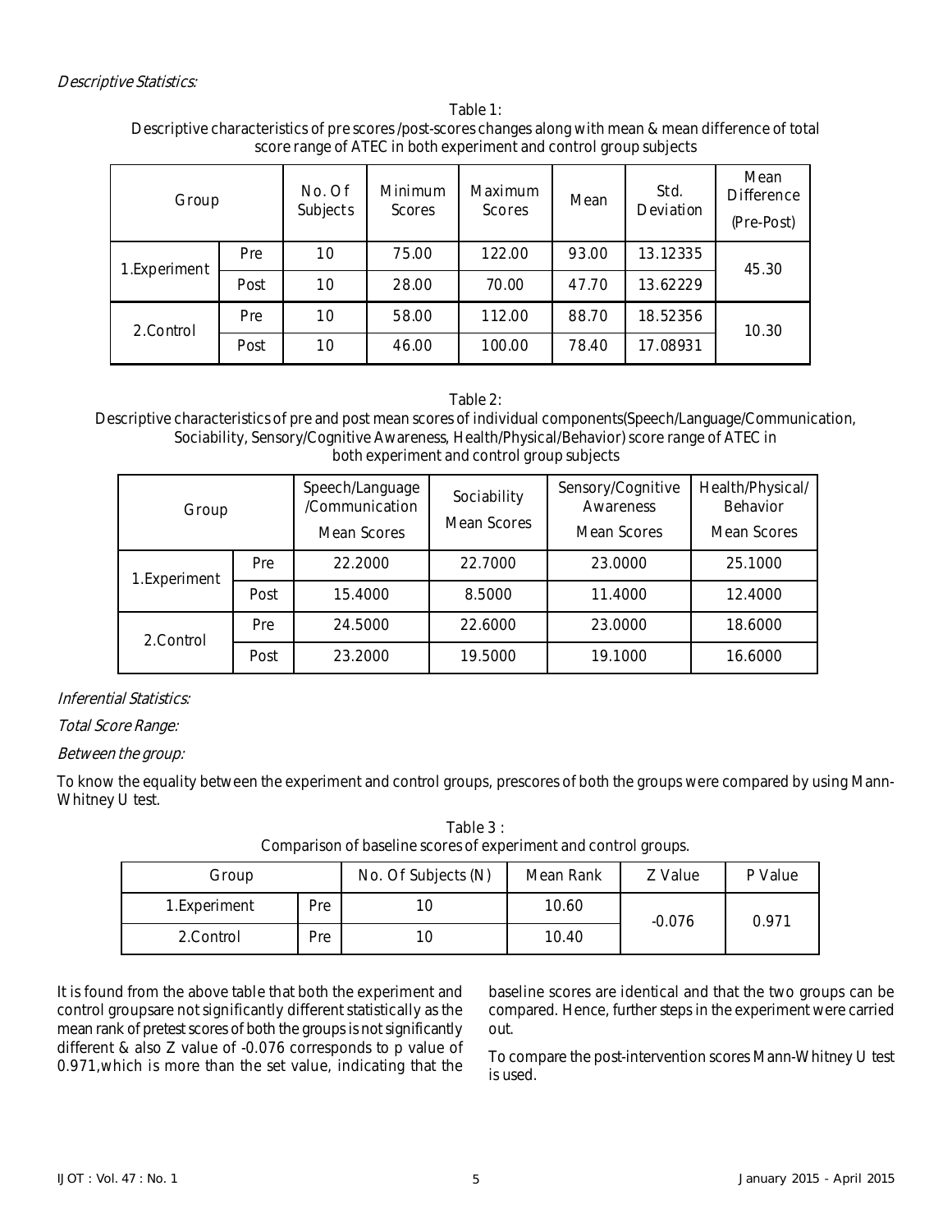*Descriptive Statistics:*

Table 1:
Descriptive characteristics of pre scores /post-scores changes along with mean & mean difference of total score range of ATEC in both experiment and control group subjects

| Group | | No. Of Subjects | Minimum Scores | Maximum Scores | Mean | Std. Deviation | Mean Difference (Pre-Post) |
|---|---|---|---|---|---|---|---|
| 1.Experiment | Pre | 10 | 75.00 | 122.00 | 93.00 | 13.12335 | 45.30 |
| | Post | 10 | 28.00 | 70.00 | 47.70 | 13.62229 | |
| 2.Control | Pre | 10 | 58.00 | 112.00 | 88.70 | 18.52356 | 10.30 |
| | Post | 10 | 46.00 | 100.00 | 78.40 | 17.08931 | |

Table 2:
Descriptive characteristics of pre and post mean scores of individual components(Speech/Language/Communication, Sociability, Sensory/Cognitive Awareness, Health/Physical/Behavior) score range of ATEC in both experiment and control group subjects

| Group | | Speech/Language /Communication Mean Scores | Sociability Mean Scores | Sensory/Cognitive Awareness Mean Scores | Health/Physical/ Behavior Mean Scores |
|---|---|---|---|---|---|
| 1.Experiment | Pre | 22.2000 | 22.7000 | 23.0000 | 25.1000 |
| | Post | 15.4000 | 8.5000 | 11.4000 | 12.4000 |
| 2.Control | Pre | 24.5000 | 22.6000 | 23.0000 | 18.6000 |
| | Post | 23.2000 | 19.5000 | 19.1000 | 16.6000 |

*Inferential Statistics:*

*Total Score Range:*

*Between the group:*

To know the equality between the experiment and control groups, prescores of both the groups were compared by using Mann-Whitney U test.

Table 3 :
Comparison of baseline scores of experiment and control groups.

| Group | | No. Of Subjects (N) | Mean Rank | Z Value | P Value |
|---|---|---|---|---|---|
| 1.Experiment | Pre | 10 | 10.60 | -0.076 | 0.971 |
| 2.Control | Pre | 10 | 10.40 | | |

It is found from the above table that both the experiment and control groupsare not significantly different statistically as the mean rank of pretest scores of both the groups is not significantly different & also Z value of -0.076 corresponds to p value of 0.971,which is more than the set value, indicating that the baseline scores are identical and that the two groups can be compared. Hence, further steps in the experiment were carried out.

To compare the post-intervention scores Mann-Whitney U test is used.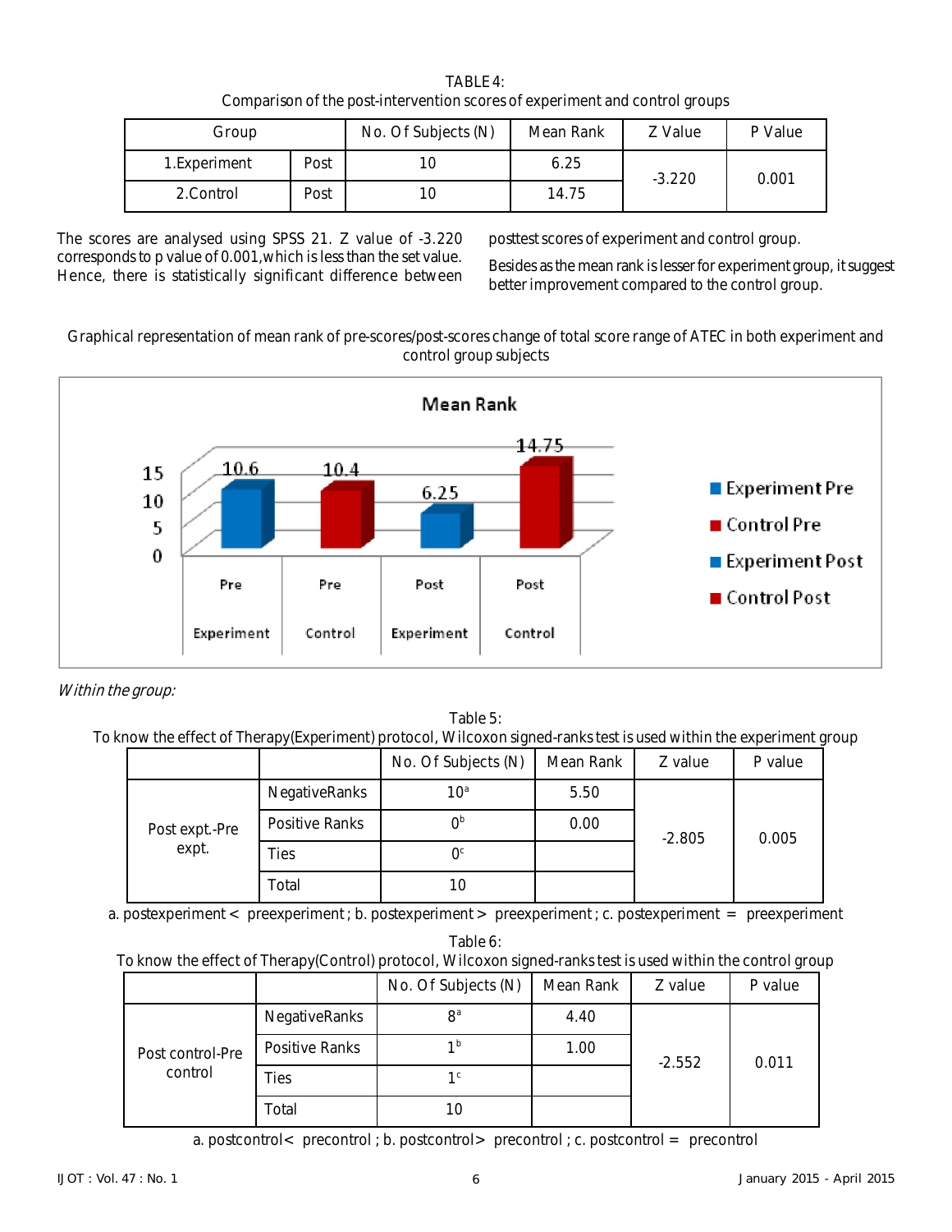TABLE 4:
Comparison of the post-intervention scores of experiment and control groups

| Group | | No. Of Subjects (N) | Mean Rank | Z Value | P Value |
|---|---|---|---|---|---|
| 1.Experiment | Post | 10 | 6.25 | -3.220 | 0.001 |
| 2.Control | Post | 10 | 14.75 | | |

The scores are analysed using SPSS 21. Z value of -3.220 corresponds to p value of 0.001,which is less than the set value. Hence, there is statistically significant difference between posttest scores of experiment and control group.

Besides as the mean rank is lesser for experiment group, it suggest better improvement compared to the control group.

Graphical representation of mean rank of pre-scores/post-scores change of total score range of ATEC in both experiment and control group subjects

*Within the group:*

Table 5:
To know the effect of Therapy(Experiment) protocol, Wilcoxon signed-ranks test is used within the experiment group

| | | No. Of Subjects (N) | Mean Rank | Z value | P value |
|---|---|---|---|---|---|
| Post expt.-Pre expt. | NegativeRanks | 10[a] | 5.50 | -2.805 | 0.005 |
| | Positive Ranks | 0[b] | 0.00 | | |
| | Ties | 0[c] | | | |
| | Total | 10 | | | |

a. postexperiment < preexperiment ; b. postexperiment > preexperiment ; c. postexperiment = preexperiment

Table 6:
To know the effect of Therapy(Control) protocol, Wilcoxon signed-ranks test is used within the control group

| | | No. Of Subjects (N) | Mean Rank | Z value | P value |
|---|---|---|---|---|---|
| Post control-Pre control | NegativeRanks | 8[a] | 4.40 | -2.552 | 0.011 |
| | Positive Ranks | 1[b] | 1.00 | | |
| | Ties | 1[c] | | | |
| | Total | 10 | | | |

a. postcontrol< precontrol ; b. postcontrol> precontrol ; c. postcontrol = precontrol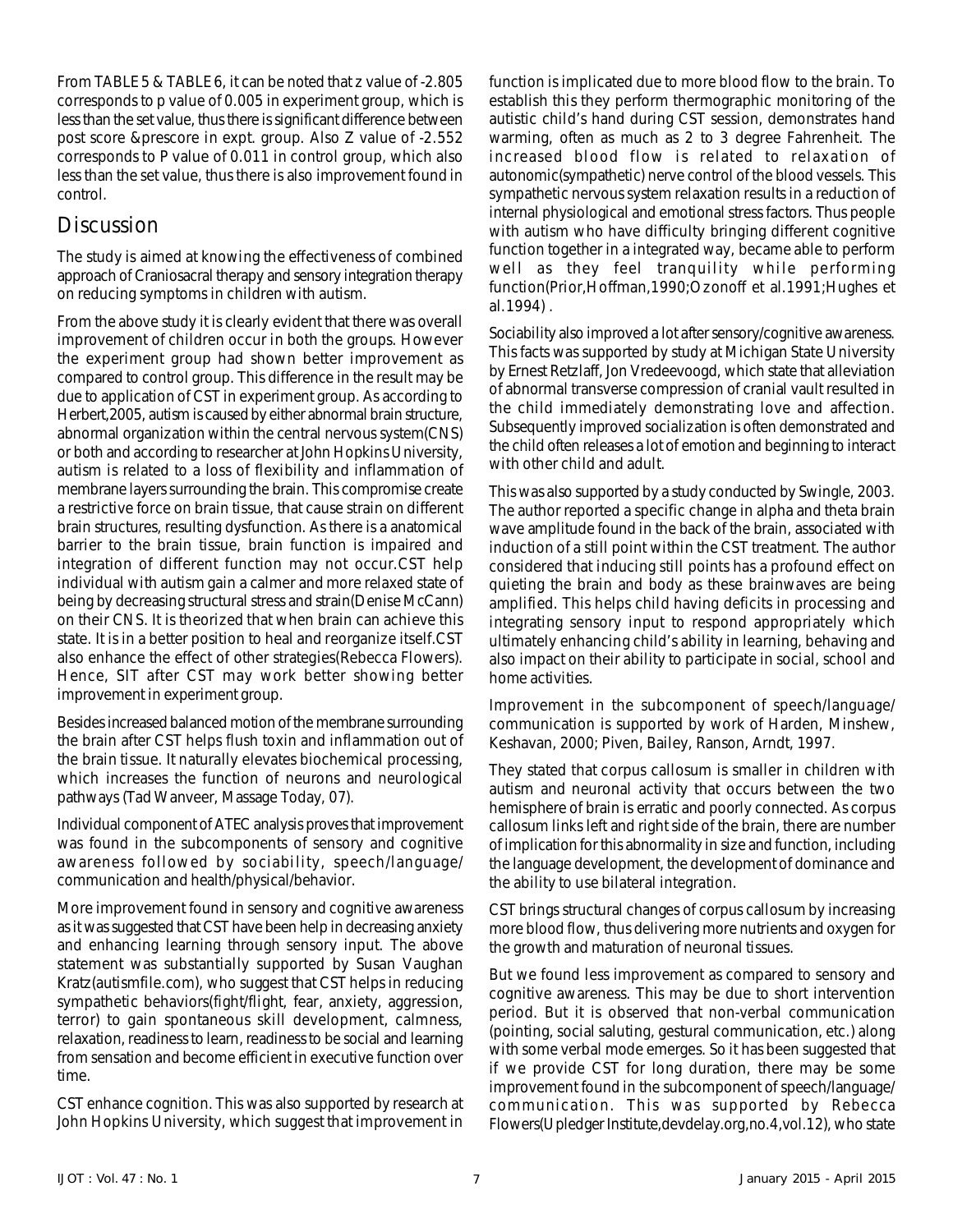From TABLE 5 & TABLE 6, it can be noted that z value of -2.805 corresponds to p value of 0.005 in experiment group, which is less than the set value, thus there is significant difference between post score &prescore in expt. group. Also Z value of -2.552 corresponds to P value of 0.011 in control group, which also less than the set value, thus there is also improvement found in control.

## Discussion

The study is aimed at knowing the effectiveness of combined approach of Craniosacral therapy and sensory integration therapy on reducing symptoms in children with autism.

From the above study it is clearly evident that there was overall improvement of children occur in both the groups. However the experiment group had shown better improvement as compared to control group. This difference in the result may be due to application of CST in experiment group. As according to Herbert,2005, autism is caused by either abnormal brain structure, abnormal organization within the central nervous system(CNS) or both and according to researcher at John Hopkins University, autism is related to a loss of flexibility and inflammation of membrane layers surrounding the brain. This compromise create a restrictive force on brain tissue, that cause strain on different brain structures, resulting dysfunction. As there is a anatomical barrier to the brain tissue, brain function is impaired and integration of different function may not occur.CST help individual with autism gain a calmer and more relaxed state of being by decreasing structural stress and strain(Denise McCann) on their CNS. It is theorized that when brain can achieve this state. It is in a better position to heal and reorganize itself.CST also enhance the effect of other strategies(Rebecca Flowers). Hence, SIT after CST may work better showing better improvement in experiment group.

Besides increased balanced motion of the membrane surrounding the brain after CST helps flush toxin and inflammation out of the brain tissue. It naturally elevates biochemical processing, which increases the function of neurons and neurological pathways (Tad Wanveer, Massage Today, 07).

Individual component of ATEC analysis proves that improvement was found in the subcomponents of sensory and cognitive awareness followed by sociability, speech/language/ communication and health/physical/behavior.

More improvement found in sensory and cognitive awareness as it was suggested that CST have been help in decreasing anxiety and enhancing learning through sensory input. The above statement was substantially supported by Susan Vaughan Kratz(autismfile.com), who suggest that CST helps in reducing sympathetic behaviors(fight/flight, fear, anxiety, aggression, terror) to gain spontaneous skill development, calmness, relaxation, readiness to learn, readiness to be social and learning from sensation and become efficient in executive function over time.

CST enhance cognition. This was also supported by research at John Hopkins University, which suggest that improvement in function is implicated due to more blood flow to the brain. To establish this they perform thermographic monitoring of the autistic child's hand during CST session, demonstrates hand warming, often as much as 2 to 3 degree Fahrenheit. The increased blood flow is related to relaxation of autonomic(sympathetic) nerve control of the blood vessels. This sympathetic nervous system relaxation results in a reduction of internal physiological and emotional stress factors. Thus people with autism who have difficulty bringing different cognitive function together in a integrated way, became able to perform well as they feel tranquility while performing function(Prior,Hoffman,1990;Ozonoff et al.1991;Hughes et al.1994) .

Sociability also improved a lot after sensory/cognitive awareness. This facts was supported by study at Michigan State University by Ernest Retzlaff, Jon Vredeevoogd, which state that alleviation of abnormal transverse compression of cranial vault resulted in the child immediately demonstrating love and affection. Subsequently improved socialization is often demonstrated and the child often releases a lot of emotion and beginning to interact with other child and adult.

This was also supported by a study conducted by Swingle, 2003. The author reported a specific change in alpha and theta brain wave amplitude found in the back of the brain, associated with induction of a still point within the CST treatment. The author considered that inducing still points has a profound effect on quieting the brain and body as these brainwaves are being amplified. This helps child having deficits in processing and integrating sensory input to respond appropriately which ultimately enhancing child's ability in learning, behaving and also impact on their ability to participate in social, school and home activities.

Improvement in the subcomponent of speech/language/ communication is supported by work of Harden, Minshew, Keshavan, 2000; Piven, Bailey, Ranson, Arndt, 1997.

They stated that corpus callosum is smaller in children with autism and neuronal activity that occurs between the two hemisphere of brain is erratic and poorly connected. As corpus callosum links left and right side of the brain, there are number of implication for this abnormality in size and function, including the language development, the development of dominance and the ability to use bilateral integration.

CST brings structural changes of corpus callosum by increasing more blood flow, thus delivering more nutrients and oxygen for the growth and maturation of neuronal tissues.

But we found less improvement as compared to sensory and cognitive awareness. This may be due to short intervention period. But it is observed that non-verbal communication (pointing, social saluting, gestural communication, etc.) along with some verbal mode emerges. So it has been suggested that if we provide CST for long duration, there may be some improvement found in the subcomponent of speech/language/ communication. This was supported by Rebecca Flowers(Upledger Institute,devdelay.org,no.4,vol.12), who state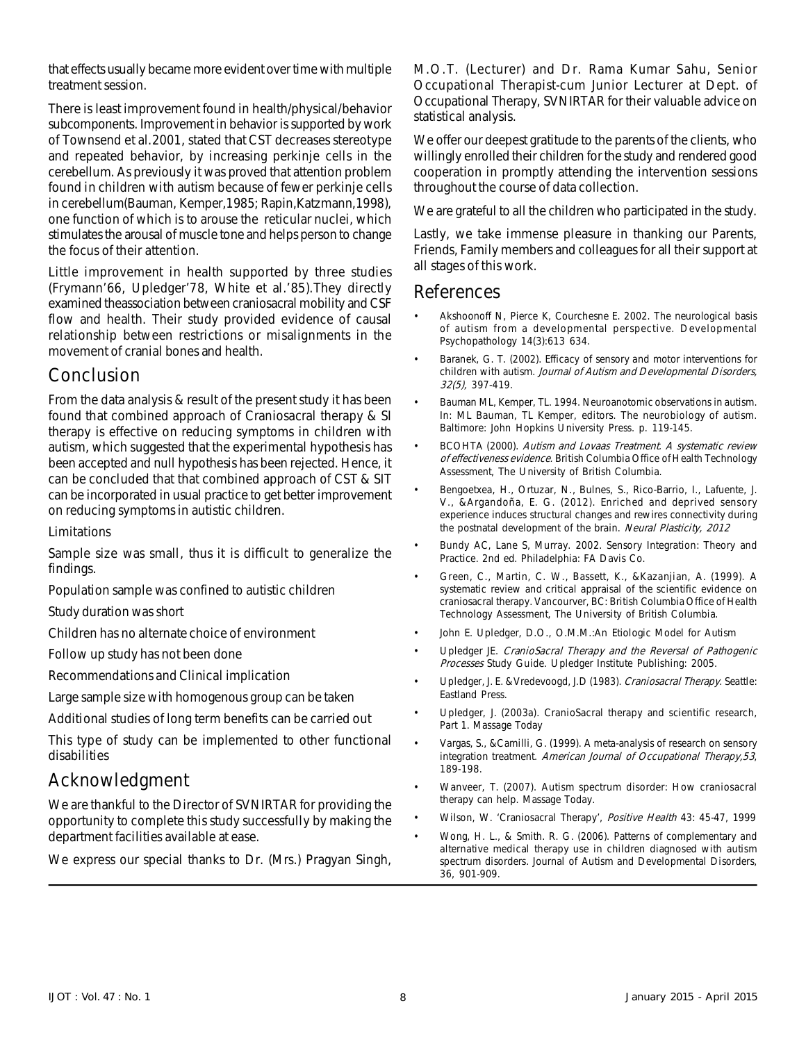that effects usually became more evident over time with multiple treatment session.

There is least improvement found in health/physical/behavior subcomponents. Improvement in behavior is supported by work of Townsend et al.2001, stated that CST decreases stereotype and repeated behavior, by increasing perkinje cells in the cerebellum. As previously it was proved that attention problem found in children with autism because of fewer perkinje cells in cerebellum(Bauman, Kemper,1985; Rapin,Katzmann,1998), one function of which is to arouse the reticular nuclei, which stimulates the arousal of muscle tone and helps person to change the focus of their attention.

Little improvement in health supported by three studies (Frymann'66, Upledger'78, White et al.'85).They directly examined theassociation between craniosacral mobility and CSF flow and health. Their study provided evidence of causal relationship between restrictions or misalignments in the movement of cranial bones and health.

## Conclusion

From the data analysis & result of the present study it has been found that combined approach of Craniosacral therapy & SI therapy is effective on reducing symptoms in children with autism, which suggested that the experimental hypothesis has been accepted and null hypothesis has been rejected. Hence, it can be concluded that that combined approach of CST & SIT can be incorporated in usual practice to get better improvement on reducing symptoms in autistic children.

Limitations

Sample size was small, thus it is difficult to generalize the findings.

Population sample was confined to autistic children

Study duration was short

Children has no alternate choice of environment

Follow up study has not been done

Recommendations and Clinical implication

Large sample size with homogenous group can be taken

Additional studies of long term benefits can be carried out

This type of study can be implemented to other functional disabilities

## Acknowledgment

We are thankful to the Director of SVNIRTAR for providing the opportunity to complete this study successfully by making the department facilities available at ease.

We express our special thanks to Dr. (Mrs.) Pragyan Singh, M.O.T. (Lecturer) and Dr. Rama Kumar Sahu, Senior Occupational Therapist-cum Junior Lecturer at Dept. of Occupational Therapy, SVNIRTAR for their valuable advice on statistical analysis.

We offer our deepest gratitude to the parents of the clients, who willingly enrolled their children for the study and rendered good cooperation in promptly attending the intervention sessions throughout the course of data collection.

We are grateful to all the children who participated in the study.

Lastly, we take immense pleasure in thanking our Parents, Friends, Family members and colleagues for all their support at all stages of this work.

## References

- Akshoonoff N, Pierce K, Courchesne E. 2002. The neurological basis of autism from a developmental perspective. Developmental Psychopathology 14(3):613 634.
- Baranek, G. T. (2002). Efficacy of sensory and motor interventions for children with autism. *Journal of Autism and Developmental Disorders, 32(5),* 397-419.
- Bauman ML, Kemper, TL. 1994. Neuroanotomic observations in autism. In: ML Bauman, TL Kemper, editors. The neurobiology of autism. Baltimore: John Hopkins University Press. p. 119-145.
- BCOHTA (2000). *Autism and Lovaas Treatment. A systematic review of effectiveness evidence*. British Columbia Office of Health Technology Assessment, The University of British Columbia.
- Bengoetxea, H., Ortuzar, N., Bulnes, S., Rico-Barrio, I., Lafuente, J. V., &Argandoña, E. G. (2012). Enriched and deprived sensory experience induces structural changes and rewires connectivity during the postnatal development of the brain. *Neural Plasticity, 2012*
- Bundy AC, Lane S, Murray. 2002. Sensory Integration: Theory and Practice. 2nd ed. Philadelphia: FA Davis Co.
- Green, C., Martin, C. W., Bassett, K., &Kazanjian, A. (1999). A systematic review and critical appraisal of the scientific evidence on craniosacral therapy. Vancourver, BC: British Columbia Office of Health Technology Assessment, The University of British Columbia.
- John E. Upledger, D.O., O.M.M.:An Etiologic Model for Autism
- Upledger JE. *CranioSacral Therapy and the Reversal of Pathogenic Processes* Study Guide. Upledger Institute Publishing: 2005.
- Upledger, J. E. &Vredevoogd, J.D (1983). *Craniosacral Therapy*. Seattle: Eastland Press.
- Upledger, J. (2003a). CranioSacral therapy and scientific research, Part 1. Massage Today
- Vargas, S., &Camilli, G. (1999). A meta-analysis of research on sensory integration treatment. *American Journal of Occupational Therapy,53*, 189-198.
- Wanveer, T. (2007). Autism spectrum disorder: How craniosacral therapy can help. Massage Today.
- Wilson, W. 'Craniosacral Therapy', *Positive Health* 43: 45-47, 1999
- Wong, H. L., & Smith. R. G. (2006). Patterns of complementary and alternative medical therapy use in children diagnosed with autism spectrum disorders. Journal of Autism and Developmental Disorders, 36, 901-909.